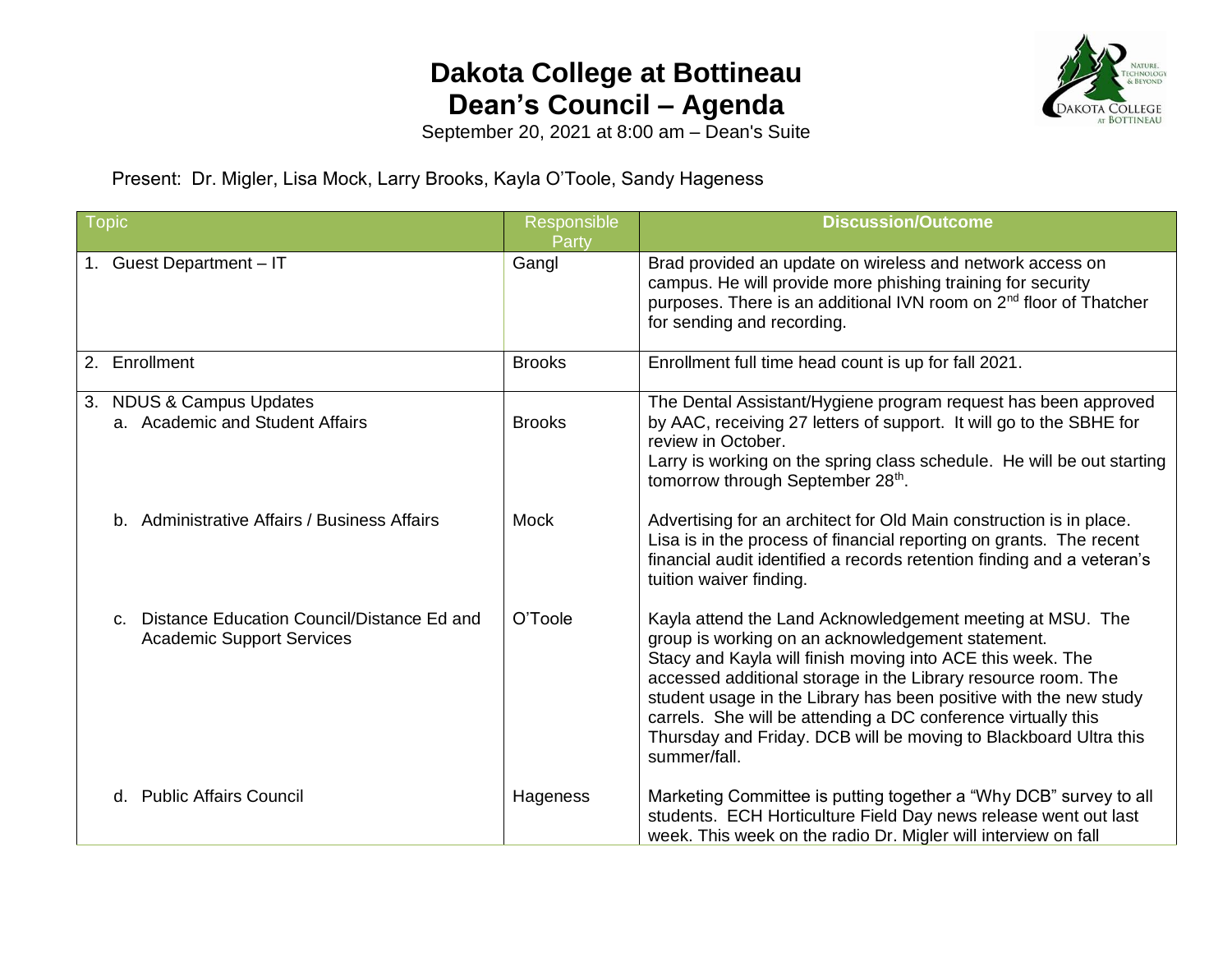# Dakota College at Bottineau
# Dean's Council – Agenda

September 20, 2021 at 8:00 am – Dean's Suite

Present: Dr. Migler, Lisa Mock, Larry Brooks, Kayla O'Toole, Sandy Hageness

| Topic | Responsible Party | Discussion/Outcome |
|---|---|---|
| 1. Guest Department – IT | Gangl | Brad provided an update on wireless and network access on campus. He will provide more phishing training for security purposes. There is an additional IVN room on 2nd floor of Thatcher for sending and recording. |
| 2. Enrollment | Brooks | Enrollment full time head count is up for fall 2021. |
| 3. NDUS & Campus Updates<br>a. Academic and Student Affairs | Brooks | The Dental Assistant/Hygiene program request has been approved by AAC, receiving 27 letters of support. It will go to the SBHE for review in October.<br>Larry is working on the spring class schedule. He will be out starting tomorrow through September 28th. |
| b. Administrative Affairs / Business Affairs | Mock | Advertising for an architect for Old Main construction is in place. Lisa is in the process of financial reporting on grants. The recent financial audit identified a records retention finding and a veteran's tuition waiver finding. |
| c. Distance Education Council/Distance Ed and Academic Support Services | O'Toole | Kayla attend the Land Acknowledgement meeting at MSU. The group is working on an acknowledgement statement.<br>Stacy and Kayla will finish moving into ACE this week. The accessed additional storage in the Library resource room. The student usage in the Library has been positive with the new study carrels. She will be attending a DC conference virtually this Thursday and Friday. DCB will be moving to Blackboard Ultra this summer/fall. |
| d. Public Affairs Council | Hageness | Marketing Committee is putting together a "Why DCB" survey to all students. ECH Horticulture Field Day news release went out last week. This week on the radio Dr. Migler will interview on fall |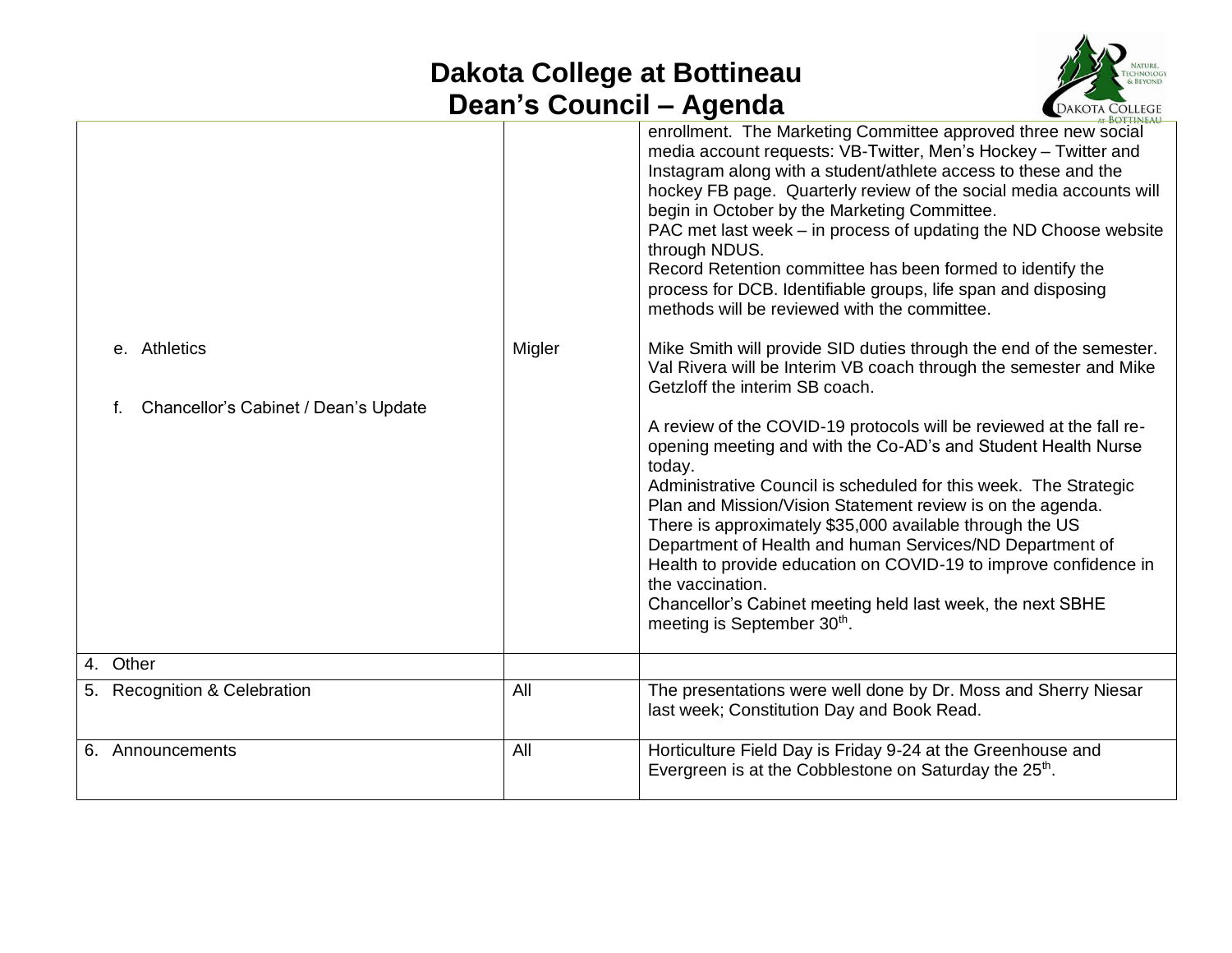# Dakota College at Bottineau
# Dean's Council – Agenda

| | | |
|---|---|---|
| | | enrollment. The Marketing Committee approved three new social media account requests: VB-Twitter, Men's Hockey – Twitter and Instagram along with a student/athlete access to these and the hockey FB page. Quarterly review of the social media accounts will begin in October by the Marketing Committee.<br>PAC met last week – in process of updating the ND Choose website through NDUS.<br>Record Retention committee has been formed to identify the process for DCB. Identifiable groups, life span and disposing methods will be reviewed with the committee. |
| e. Athletics<br><br>f. Chancellor's Cabinet / Dean's Update | Migler | Mike Smith will provide SID duties through the end of the semester. Val Rivera will be Interim VB coach through the semester and Mike Getzloff the interim SB coach.<br><br>A review of the COVID-19 protocols will be reviewed at the fall re-opening meeting and with the Co-AD's and Student Health Nurse today.<br>Administrative Council is scheduled for this week. The Strategic Plan and Mission/Vision Statement review is on the agenda.<br>There is approximately $35,000 available through the US Department of Health and human Services/ND Department of Health to provide education on COVID-19 to improve confidence in the vaccination.<br>Chancellor's Cabinet meeting held last week, the next SBHE meeting is September 30th. |
| 4. Other | | |
| 5. Recognition & Celebration | All | The presentations were well done by Dr. Moss and Sherry Niesar last week; Constitution Day and Book Read. |
| 6. Announcements | All | Horticulture Field Day is Friday 9-24 at the Greenhouse and Evergreen is at the Cobblestone on Saturday the 25th. |